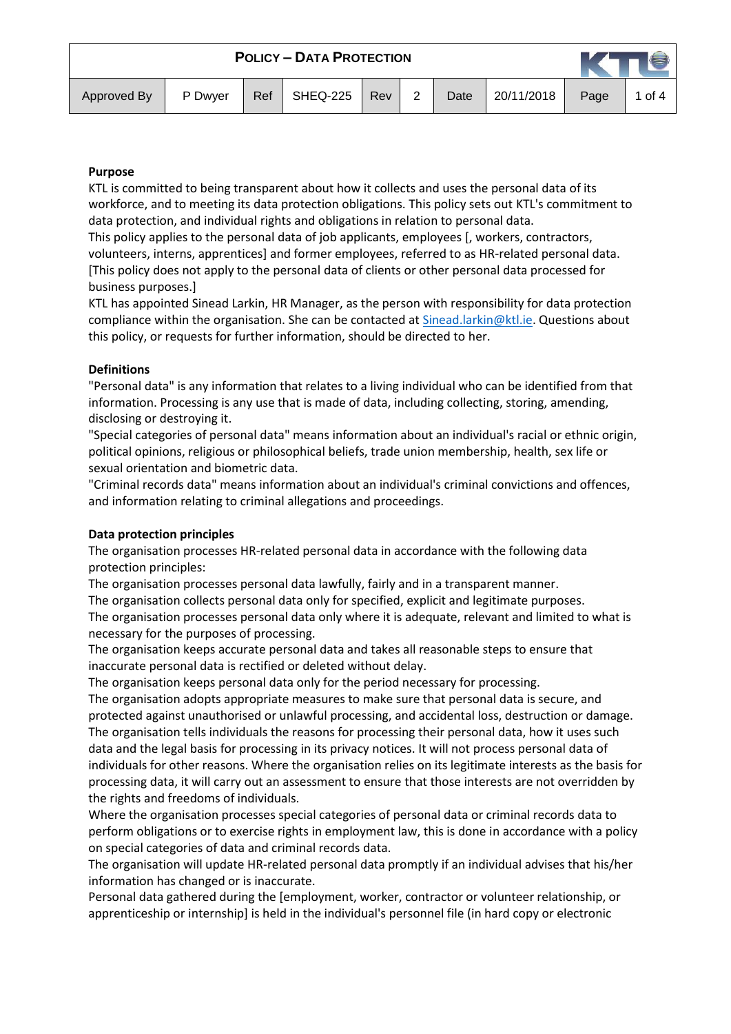| Policy – Data Protection | | | | | | | | | |
|---|---|---|---|---|---|---|---|---|---|
| Approved By | P Dwyer | Ref | SHEQ-225 | Rev | 2 | Date | 20/11/2018 | Page | 1 of 4 |

**Purpose**

KTL is committed to being transparent about how it collects and uses the personal data of its workforce, and to meeting its data protection obligations. This policy sets out KTL's commitment to data protection, and individual rights and obligations in relation to personal data.

This policy applies to the personal data of job applicants, employees [, workers, contractors, volunteers, interns, apprentices] and former employees, referred to as HR-related personal data. [This policy does not apply to the personal data of clients or other personal data processed for business purposes.]

KTL has appointed Sinead Larkin, HR Manager, as the person with responsibility for data protection compliance within the organisation. She can be contacted at Sinead.larkin@ktl.ie. Questions about this policy, or requests for further information, should be directed to her.

**Definitions**

"Personal data" is any information that relates to a living individual who can be identified from that information. Processing is any use that is made of data, including collecting, storing, amending, disclosing or destroying it.

"Special categories of personal data" means information about an individual's racial or ethnic origin, political opinions, religious or philosophical beliefs, trade union membership, health, sex life or sexual orientation and biometric data.

"Criminal records data" means information about an individual's criminal convictions and offences, and information relating to criminal allegations and proceedings.

**Data protection principles**

The organisation processes HR-related personal data in accordance with the following data protection principles:

The organisation processes personal data lawfully, fairly and in a transparent manner.

The organisation collects personal data only for specified, explicit and legitimate purposes.

The organisation processes personal data only where it is adequate, relevant and limited to what is necessary for the purposes of processing.

The organisation keeps accurate personal data and takes all reasonable steps to ensure that inaccurate personal data is rectified or deleted without delay.

The organisation keeps personal data only for the period necessary for processing.

The organisation adopts appropriate measures to make sure that personal data is secure, and protected against unauthorised or unlawful processing, and accidental loss, destruction or damage.

The organisation tells individuals the reasons for processing their personal data, how it uses such data and the legal basis for processing in its privacy notices. It will not process personal data of individuals for other reasons. Where the organisation relies on its legitimate interests as the basis for processing data, it will carry out an assessment to ensure that those interests are not overridden by the rights and freedoms of individuals.

Where the organisation processes special categories of personal data or criminal records data to perform obligations or to exercise rights in employment law, this is done in accordance with a policy on special categories of data and criminal records data.

The organisation will update HR-related personal data promptly if an individual advises that his/her information has changed or is inaccurate.

Personal data gathered during the [employment, worker, contractor or volunteer relationship, or apprenticeship or internship] is held in the individual's personnel file (in hard copy or electronic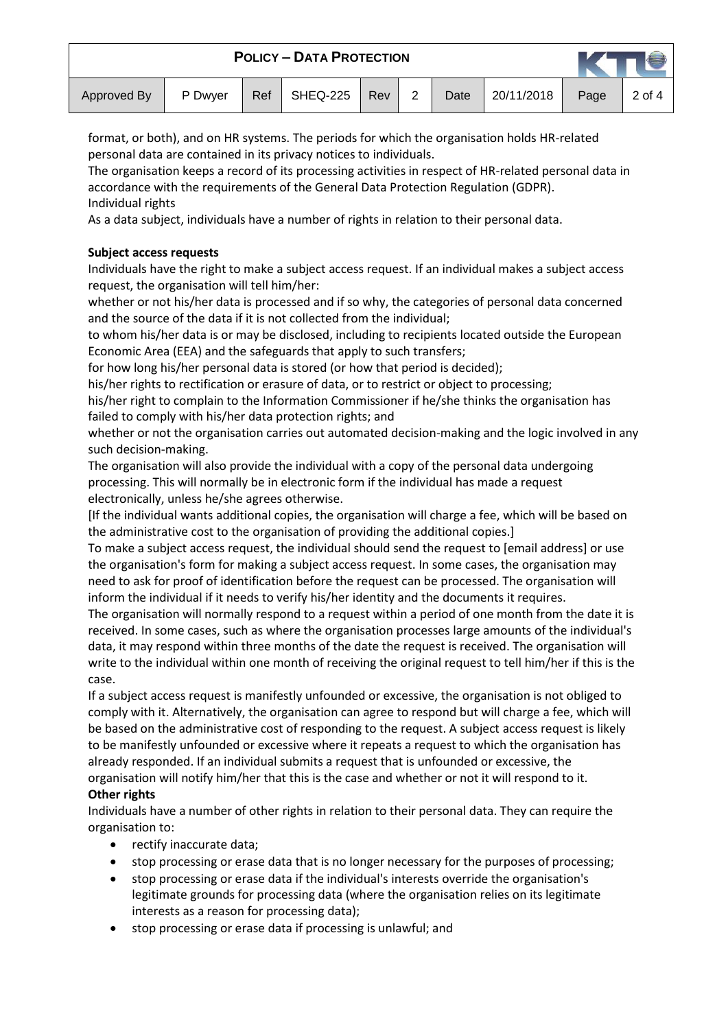format, or both), and on HR systems. The periods for which the organisation holds HR-related personal data are contained in its privacy notices to individuals.

The organisation keeps a record of its processing activities in respect of HR-related personal data in accordance with the requirements of the General Data Protection Regulation (GDPR).

Individual rights

As a data subject, individuals have a number of rights in relation to their personal data.

**Subject access requests**

Individuals have the right to make a subject access request. If an individual makes a subject access request, the organisation will tell him/her:

whether or not his/her data is processed and if so why, the categories of personal data concerned and the source of the data if it is not collected from the individual;

to whom his/her data is or may be disclosed, including to recipients located outside the European Economic Area (EEA) and the safeguards that apply to such transfers;

for how long his/her personal data is stored (or how that period is decided);

his/her rights to rectification or erasure of data, or to restrict or object to processing;

his/her right to complain to the Information Commissioner if he/she thinks the organisation has failed to comply with his/her data protection rights; and

whether or not the organisation carries out automated decision-making and the logic involved in any such decision-making.

The organisation will also provide the individual with a copy of the personal data undergoing processing. This will normally be in electronic form if the individual has made a request electronically, unless he/she agrees otherwise.

[If the individual wants additional copies, the organisation will charge a fee, which will be based on the administrative cost to the organisation of providing the additional copies.]

To make a subject access request, the individual should send the request to [email address] or use the organisation's form for making a subject access request. In some cases, the organisation may need to ask for proof of identification before the request can be processed. The organisation will inform the individual if it needs to verify his/her identity and the documents it requires.

The organisation will normally respond to a request within a period of one month from the date it is received. In some cases, such as where the organisation processes large amounts of the individual's data, it may respond within three months of the date the request is received. The organisation will write to the individual within one month of receiving the original request to tell him/her if this is the case.

If a subject access request is manifestly unfounded or excessive, the organisation is not obliged to comply with it. Alternatively, the organisation can agree to respond but will charge a fee, which will be based on the administrative cost of responding to the request. A subject access request is likely to be manifestly unfounded or excessive where it repeats a request to which the organisation has already responded. If an individual submits a request that is unfounded or excessive, the organisation will notify him/her that this is the case and whether or not it will respond to it.

**Other rights**

Individuals have a number of other rights in relation to their personal data. They can require the organisation to:

- rectify inaccurate data;
- stop processing or erase data that is no longer necessary for the purposes of processing;
- stop processing or erase data if the individual's interests override the organisation's legitimate grounds for processing data (where the organisation relies on its legitimate interests as a reason for processing data);
- stop processing or erase data if processing is unlawful; and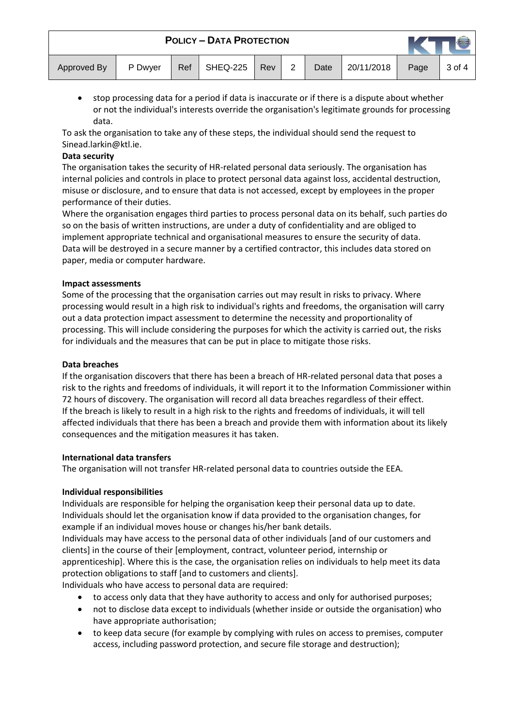- stop processing data for a period if data is inaccurate or if there is a dispute about whether or not the individual's interests override the organisation's legitimate grounds for processing data.

To ask the organisation to take any of these steps, the individual should send the request to Sinead.larkin@ktl.ie.

**Data security**

The organisation takes the security of HR-related personal data seriously. The organisation has internal policies and controls in place to protect personal data against loss, accidental destruction, misuse or disclosure, and to ensure that data is not accessed, except by employees in the proper performance of their duties.

Where the organisation engages third parties to process personal data on its behalf, such parties do so on the basis of written instructions, are under a duty of confidentiality and are obliged to implement appropriate technical and organisational measures to ensure the security of data.

Data will be destroyed in a secure manner by a certified contractor, this includes data stored on paper, media or computer hardware.

**Impact assessments**

Some of the processing that the organisation carries out may result in risks to privacy. Where processing would result in a high risk to individual's rights and freedoms, the organisation will carry out a data protection impact assessment to determine the necessity and proportionality of processing. This will include considering the purposes for which the activity is carried out, the risks for individuals and the measures that can be put in place to mitigate those risks.

**Data breaches**

If the organisation discovers that there has been a breach of HR-related personal data that poses a risk to the rights and freedoms of individuals, it will report it to the Information Commissioner within 72 hours of discovery. The organisation will record all data breaches regardless of their effect.

If the breach is likely to result in a high risk to the rights and freedoms of individuals, it will tell affected individuals that there has been a breach and provide them with information about its likely consequences and the mitigation measures it has taken.

**International data transfers**

The organisation will not transfer HR-related personal data to countries outside the EEA.

**Individual responsibilities**

Individuals are responsible for helping the organisation keep their personal data up to date. Individuals should let the organisation know if data provided to the organisation changes, for example if an individual moves house or changes his/her bank details.

Individuals may have access to the personal data of other individuals [and of our customers and clients] in the course of their [employment, contract, volunteer period, internship or apprenticeship]. Where this is the case, the organisation relies on individuals to help meet its data protection obligations to staff [and to customers and clients].

Individuals who have access to personal data are required:

- to access only data that they have authority to access and only for authorised purposes;
- not to disclose data except to individuals (whether inside or outside the organisation) who have appropriate authorisation;
- to keep data secure (for example by complying with rules on access to premises, computer access, including password protection, and secure file storage and destruction);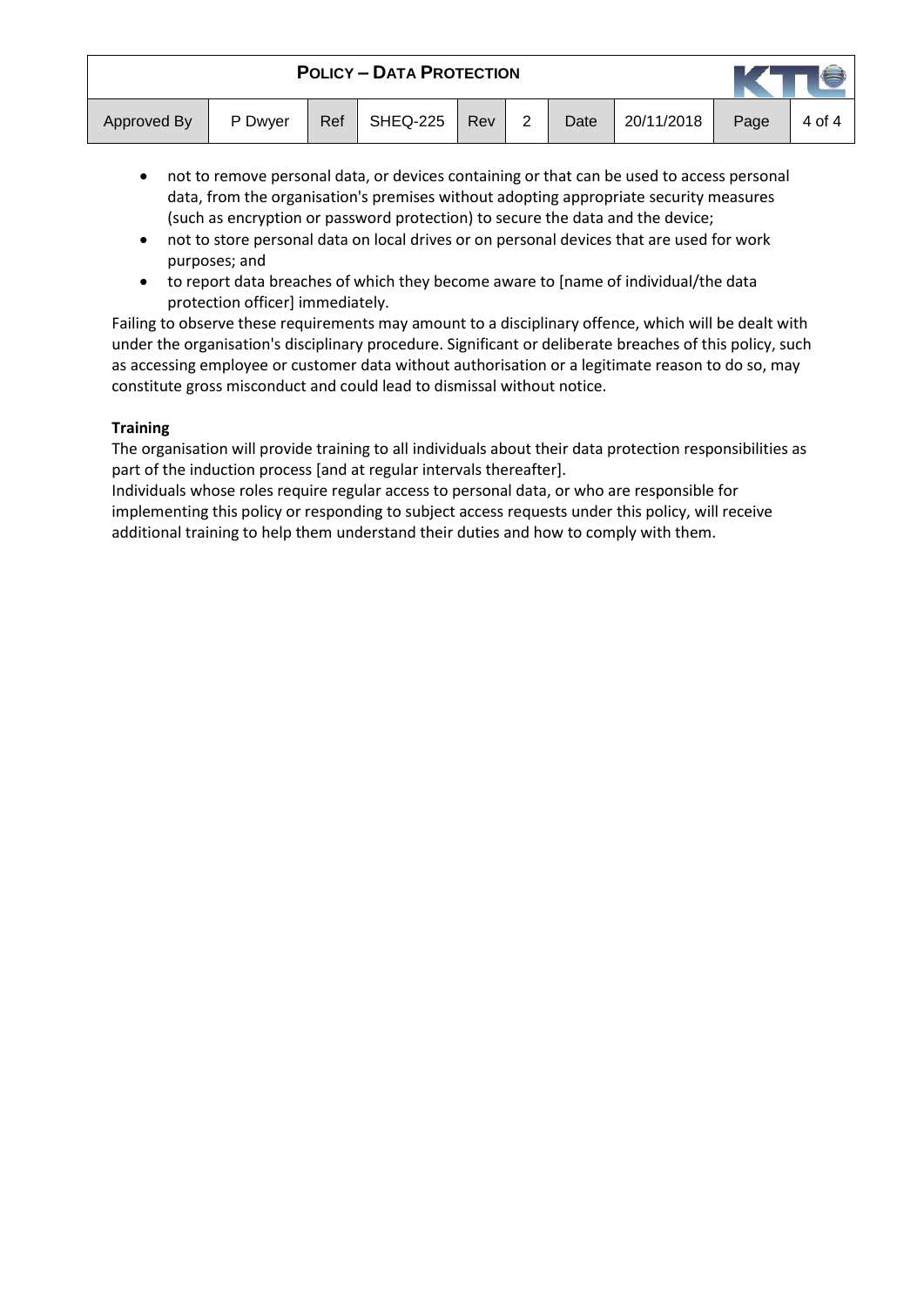- not to remove personal data, or devices containing or that can be used to access personal data, from the organisation's premises without adopting appropriate security measures (such as encryption or password protection) to secure the data and the device;
- not to store personal data on local drives or on personal devices that are used for work purposes; and
- to report data breaches of which they become aware to [name of individual/the data protection officer] immediately.

Failing to observe these requirements may amount to a disciplinary offence, which will be dealt with under the organisation's disciplinary procedure. Significant or deliberate breaches of this policy, such as accessing employee or customer data without authorisation or a legitimate reason to do so, may constitute gross misconduct and could lead to dismissal without notice.

**Training**

The organisation will provide training to all individuals about their data protection responsibilities as part of the induction process [and at regular intervals thereafter].

Individuals whose roles require regular access to personal data, or who are responsible for implementing this policy or responding to subject access requests under this policy, will receive additional training to help them understand their duties and how to comply with them.